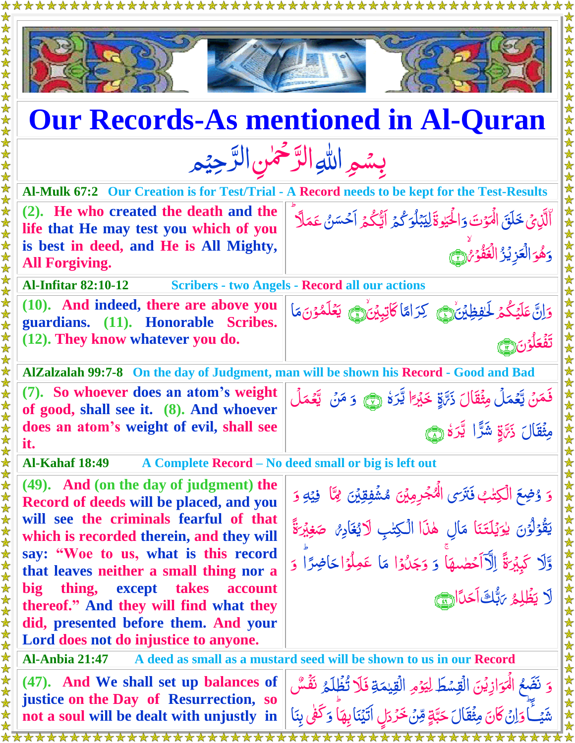# Our Records-As mentioned in Al-Quran

بِسۡمِ اللّٰہِ الرَّحۡمٰنِ الرَّحِیۡمِ

**Al-Mulk 67:2** — Our Creation is for Test/Trial - A Record needs to be kept for the Test-Results

| | |
|---|---|
| (2). He who created the death and the life that He may test you which of you is best in deed, and He is All Mighty, All Forgiving. | الَّذِیۡ خَلَقَ الۡمَوۡتَ وَ الۡحَیٰوۃَ لِیَبۡلُوَکُمۡ اَیُّکُمۡ اَحۡسَنُ عَمَلًا ؕ وَ ہُوَ الۡعَزِیۡزُ الۡغَفُوۡرُ ۙ﴿۲﴾ |

**Al-Infitar 82:10-12** — Scribers - two Angels - Record all our actions

| | |
|---|---|
| (10). And indeed, there are above you guardians. (11). Honorable Scribes. (12). They know whatever you do. | وَ اِنَّ عَلَیۡکُمۡ لَحٰفِظِیۡنَ ﴿ۙ۱۰﴾ کِرَامًا کَاتِبِیۡنَ ﴿ۙ۱۱﴾ یَعۡلَمُوۡنَ مَا تَفۡعَلُوۡنَ ﴿۱۲﴾ |

**AlZalzalah 99:7-8** — On the day of Judgment, man will be shown his Record - Good and Bad

| | |
|---|---|
| (7). So whoever does an atom's weight of good, shall see it. (8). And whoever does an atom's weight of evil, shall see it. | فَمَنۡ یَّعۡمَلۡ مِثۡقَالَ ذَرَّۃٍ خَیۡرًا یَّرَہٗ ؕ﴿۷﴾ وَ مَنۡ یَّعۡمَلۡ مِثۡقَالَ ذَرَّۃٍ شَرًّا یَّرَہٗ ٪﴿۸﴾ |

**Al-Kahaf 18:49** — A Complete Record – No deed small or big is left out

| | |
|---|---|
| (49). And (on the day of judgment) the Record of deeds will be placed, and you will see the criminals fearful of that which is recorded therein, and they will say: "Woe to us, what is this record that leaves neither a small thing nor a big thing, except takes account thereof." And they will find what they did, presented before them. And your Lord does not do injustice to anyone. | وَ وُضِعَ الۡکِتٰبُ فَتَرَی الۡمُجۡرِمِیۡنَ مُشۡفِقِیۡنَ مِمَّا فِیۡہِ وَ یَقُوۡلُوۡنَ یٰوَیۡلَتَنَا مَالِ ہٰذَا الۡکِتٰبِ لَا یُغَادِرُ صَغِیۡرَۃً وَّ لَا کَبِیۡرَۃً اِلَّاۤ اَحۡصٰہَا ۚ وَ وَجَدُوۡا مَا عَمِلُوۡا حَاضِرًا ؕ وَ لَا یَظۡلِمُ رَبُّکَ اَحَدًا ﴿۴۹﴾ |

**Al-Anbia 21:47** — A deed as small as a mustard seed will be shown to us in our Record

| | |
|---|---|
| (47). And We shall set up balances of justice on the Day of Resurrection, so not a soul will be dealt with unjustly in | وَ نَضَعُ الۡمَوَازِیۡنَ الۡقِسۡطَ لِیَوۡمِ الۡقِیٰمَۃِ فَلَا تُظۡلَمُ نَفۡسٌ شَیۡئًا ؕ وَ اِنۡ کَانَ مِثۡقَالَ حَبَّۃٍ مِّنۡ خَرۡدَلٍ اَتَیۡنَا بِہَا ؕ وَ کَفٰی بِنَا |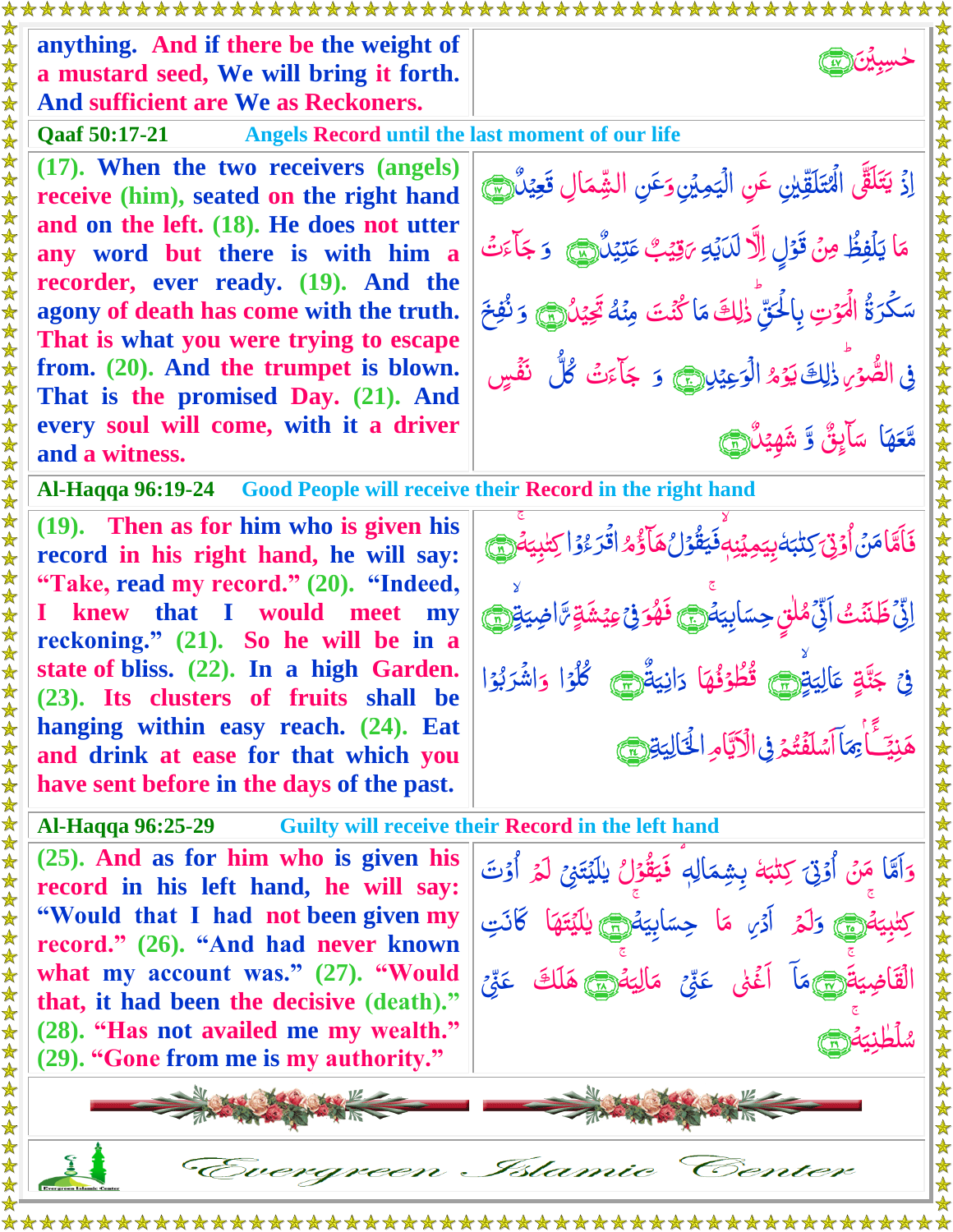anything. And if there be the weight of a mustard seed, We will bring it forth. And sufficient are We as Reckoners.

حَسِبِيْنَ ﴿٤٧﴾

**Qaaf 50:17-21** — **Angels Record until the last moment of our life**

(17). When the two receivers (angels) receive (him), seated on the right hand and on the left. (18). He does not utter any word but there is with him a recorder, ever ready. (19). And the agony of death has come with the truth. That is what you were trying to escape from. (20). And the trumpet is blown. That is the promised Day. (21). And every soul will come, with it a driver and a witness.

إِذْ يَتَلَقَّى الْمُتَلَقِّيٰنِ عَنِ الْيَمِيْنِ وَعَنِ الشِّمَالِ قَعِيْدٌ ﴿١٧﴾ مَا يَلْفِظُ مِنْ قَوْلٍ إِلَّا لَدَيْهِ رَقِيْبٌ عَتِيْدٌ ﴿١٨﴾ وَ جَآءَتْ سَكْرَةُ الْمَوْتِ بِالْحَقِّ ذٰلِكَ مَا كُنْتَ مِنْهُ تَحِيْدُ ﴿١٩﴾ وَ نُفِخَ فِي الصُّوْرِ ذٰلِكَ يَوْمُ الْوَعِيْدِ ﴿٢٠﴾ وَ جَآءَتْ كُلُّ نَفْسٍ مَّعَهَا سَآئِقٌ وَّ شَهِيْدٌ ﴿٢١﴾

**Al-Haqqa 96:19-24** — **Good People will receive their Record in the right hand**

(19). Then as for him who is given his record in his right hand, he will say: "Take, read my record." (20). "Indeed, I knew that I would meet my reckoning." (21). So he will be in a state of bliss. (22). In a high Garden. (23). Its clusters of fruits shall be hanging within easy reach. (24). Eat and drink at ease for that which you have sent before in the days of the past.

فَأَمَّا مَنْ أُوْتِيَ كِتٰبَهُ بِيَمِيْنِهِ فَيَقُوْلُ هَآؤُمُ اقْرَءُوْا كِتٰبِيَهْ ﴿١٩﴾ إِنِّيْ ظَنَنْتُ أَنِّيْ مُلٰقٍ حِسَابِيَهْ ﴿٢٠﴾ فَهُوَ فِيْ عِيْشَةٍ رَّاضِيَةٍ ﴿٢١﴾ فِيْ جَنَّةٍ عَالِيَةٍ ﴿٢٢﴾ قُطُوْفُهَا دَانِيَةٌ ﴿٢٣﴾ كُلُوْا وَاشْرَبُوْا هَنِيْٓـًٔا بِمَآ أَسْلَفْتُمْ فِي الْأَيَّامِ الْخَالِيَةِ ﴿٢٤﴾

**Al-Haqqa 96:25-29** — **Guilty will receive their Record in the left hand**

(25). And as for him who is given his record in his left hand, he will say: "Would that I had not been given my record." (26). "And had never known what my account was." (27). "Would that, it had been the decisive (death)." (28). "Has not availed me my wealth." (29). "Gone from me is my authority."

وَأَمَّا مَنْ أُوْتِيَ كِتٰبَهُ بِشِمَالِهِ فَيَقُوْلُ يٰلَيْتَنِيْ لَمْ أُوْتَ كِتٰبِيَهْ ﴿٢٥﴾ وَلَمْ أَدْرِ مَا حِسَابِيَهْ ﴿٢٦﴾ يٰلَيْتَهَا كَانَتِ الْقَاضِيَةَ ﴿٢٧﴾ مَآ أَغْنٰى عَنِّيْ مَالِيَهْ ﴿٢٨﴾ هَلَكَ عَنِّيْ سُلْطٰنِيَهْ ﴿٢٩﴾

Evergreen Islamic Center